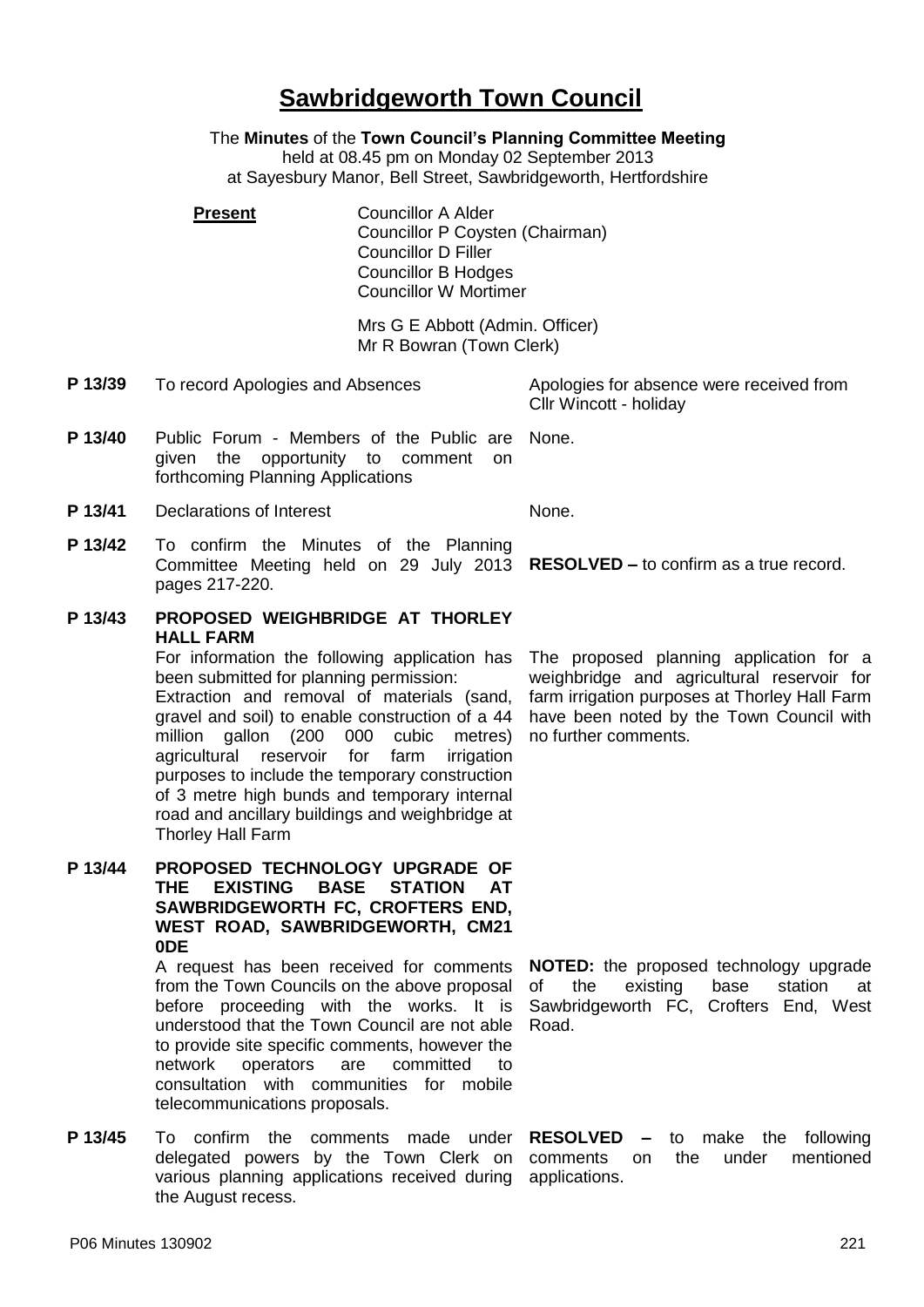# Sawbridgeworth Town Council

The **Minutes** of the **Town Council's Planning Committee Meeting**
held at 08.45 pm on Monday 02 September 2013
at Sayesbury Manor, Bell Street, Sawbridgeworth, Hertfordshire

**Present**

Councillor A Alder
Councillor P Coysten (Chairman)
Councillor D Filler
Councillor B Hodges
Councillor W Mortimer

Mrs G E Abbott (Admin. Officer)
Mr R Bowran (Town Clerk)

**P 13/39** To record Apologies and Absences

Apologies for absence were received from Cllr Wincott - holiday

**P 13/40** Public Forum - Members of the Public are given the opportunity to comment on forthcoming Planning Applications

None.

**P 13/41** Declarations of Interest

None.

**P 13/42** To confirm the Minutes of the Planning Committee Meeting held on 29 July 2013 pages 217-220.

**RESOLVED –** to confirm as a true record.

**P 13/43** **PROPOSED WEIGHBRIDGE AT THORLEY HALL FARM**

For information the following application has been submitted for planning permission:
Extraction and removal of materials (sand, gravel and soil) to enable construction of a 44 million gallon (200 000 cubic metres) agricultural reservoir for farm irrigation purposes to include the temporary construction of 3 metre high bunds and temporary internal road and ancillary buildings and weighbridge at Thorley Hall Farm

The proposed planning application for a weighbridge and agricultural reservoir for farm irrigation purposes at Thorley Hall Farm have been noted by the Town Council with no further comments.

**P 13/44** **PROPOSED TECHNOLOGY UPGRADE OF THE EXISTING BASE STATION AT SAWBRIDGEWORTH FC, CROFTERS END, WEST ROAD, SAWBRIDGEWORTH, CM21 0DE**

A request has been received for comments from the Town Councils on the above proposal before proceeding with the works. It is understood that the Town Council are not able to provide site specific comments, however the network operators are committed to consultation with communities for mobile telecommunications proposals.

**NOTED:** the proposed technology upgrade of the existing base station at Sawbridgeworth FC, Crofters End, West Road.

**P 13/45** To confirm the comments made under delegated powers by the Town Clerk on various planning applications received during the August recess.

**RESOLVED –** to make the following comments on the under mentioned applications.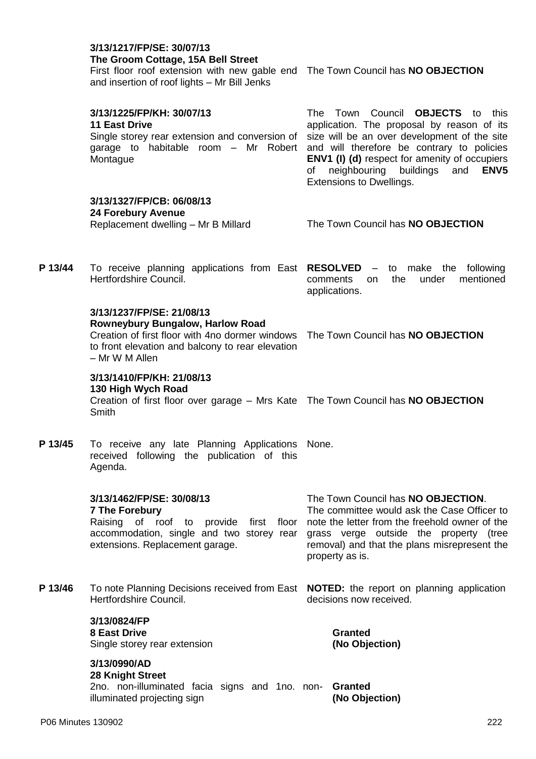**3/13/1217/FP/SE: 30/07/13**
**The Groom Cottage, 15A Bell Street**
First floor roof extension with new gable end and insertion of roof lights – Mr Bill Jenks

The Town Council has **NO OBJECTION**

**3/13/1225/FP/KH: 30/07/13**
**11 East Drive**
Single storey rear extension and conversion of garage to habitable room – Mr Robert Montague

The Town Council **OBJECTS** to this application. The proposal by reason of its size will be an over development of the site and will therefore be contrary to policies **ENV1 (I) (d)** respect for amenity of occupiers of neighbouring buildings and **ENV5** Extensions to Dwellings.

**3/13/1327/FP/CB: 06/08/13**
**24 Forebury Avenue**
Replacement dwelling – Mr B Millard

The Town Council has **NO OBJECTION**

**P 13/44** To receive planning applications from East Hertfordshire Council.

**RESOLVED** – to make the following comments on the under mentioned applications.

**3/13/1237/FP/SE: 21/08/13**
**Rowneybury Bungalow, Harlow Road**
Creation of first floor with 4no dormer windows to front elevation and balcony to rear elevation – Mr W M Allen

The Town Council has **NO OBJECTION**

**3/13/1410/FP/KH: 21/08/13**
**130 High Wych Road**
Creation of first floor over garage – Mrs Kate Smith

The Town Council has **NO OBJECTION**

**P 13/45** To receive any late Planning Applications received following the publication of this Agenda.

None.

**3/13/1462/FP/SE: 30/08/13**
**7 The Forebury**
Raising of roof to provide first floor accommodation, single and two storey rear extensions. Replacement garage.

The Town Council has **NO OBJECTION**.
The committee would ask the Case Officer to note the letter from the freehold owner of the grass verge outside the property (tree removal) and that the plans misrepresent the property as is.

**P 13/46** To note Planning Decisions received from East Hertfordshire Council.

**NOTED:** the report on planning application decisions now received.

**3/13/0824/FP**
**8 East Drive**
Single storey rear extension

**Granted**
**(No Objection)**

**3/13/0990/AD**
**28 Knight Street**
2no. non-illuminated facia signs and 1no. non-illuminated projecting sign

**Granted**
**(No Objection)**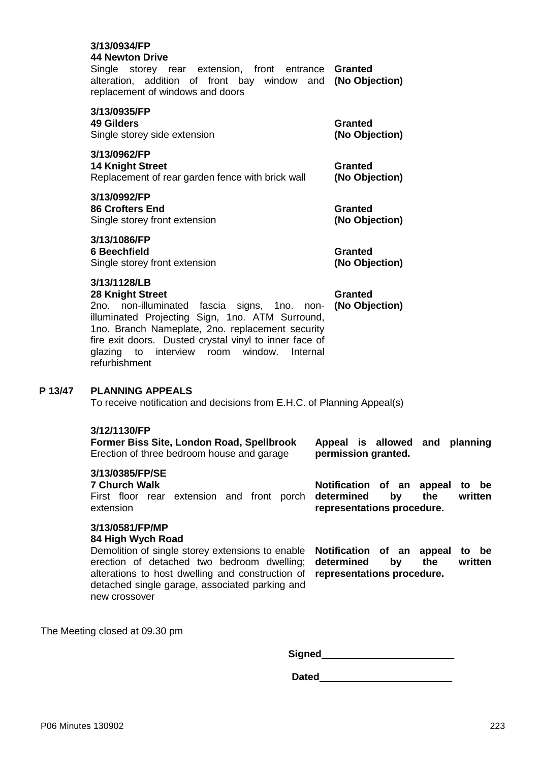**3/13/0934/FP**
**44 Newton Drive**
Single storey rear extension, front entrance alteration, addition of front bay window and replacement of windows and doors — **Granted (No Objection)**

**3/13/0935/FP**
**49 Gilders**
Single storey side extension — **Granted (No Objection)**

**3/13/0962/FP**
**14 Knight Street**
Replacement of rear garden fence with brick wall — **Granted (No Objection)**

**3/13/0992/FP**
**86 Crofters End**
Single storey front extension — **Granted (No Objection)**

**3/13/1086/FP**
**6 Beechfield**
Single storey front extension — **Granted (No Objection)**

**3/13/1128/LB**
**28 Knight Street**
2no. non-illuminated fascia signs, 1no. non-illuminated Projecting Sign, 1no. ATM Surround, 1no. Branch Nameplate, 2no. replacement security fire exit doors. Dusted crystal vinyl to inner face of glazing to interview room window. Internal refurbishment — **Granted (No Objection)**

## P 13/47 PLANNING APPEALS

To receive notification and decisions from E.H.C. of Planning Appeal(s)

**3/12/1130/FP**
**Former Biss Site, London Road, Spellbrook**
Erection of three bedroom house and garage — **Appeal is allowed and planning permission granted.**

**3/13/0385/FP/SE**
**7 Church Walk**
First floor rear extension and front porch extension — **Notification of an appeal to be determined by the written representations procedure.**

**3/13/0581/FP/MP**
**84 High Wych Road**
Demolition of single storey extensions to enable erection of detached two bedroom dwelling; alterations to host dwelling and construction of detached single garage, associated parking and new crossover — **Notification of an appeal to be determined by the written representations procedure.**

The Meeting closed at 09.30 pm

**Signed**\_\_\_\_\_\_\_\_\_\_\_\_\_\_\_\_\_\_\_\_\_\_

**Dated**\_\_\_\_\_\_\_\_\_\_\_\_\_\_\_\_\_\_\_\_\_\_

P06 Minutes 130902